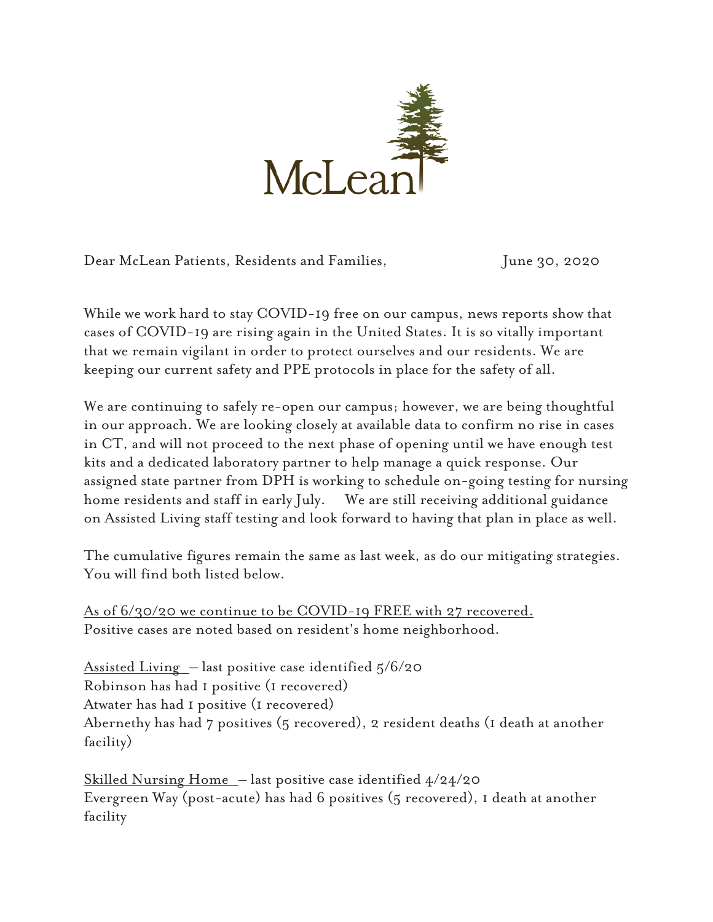McLean

Dear McLean Patients, Residents and Families, June 30, 2020

While we work hard to stay COVID-19 free on our campus, news reports show that cases of COVID-19 are rising again in the United States. It is so vitally important that we remain vigilant in order to protect ourselves and our residents. We are keeping our current safety and PPE protocols in place for the safety of all.

We are continuing to safely re-open our campus; however, we are being thoughtful in our approach. We are looking closely at available data to confirm no rise in cases in CT, and will not proceed to the next phase of opening until we have enough test kits and a dedicated laboratory partner to help manage a quick response. Our assigned state partner from DPH is working to schedule on-going testing for nursing home residents and staff in early July. We are still receiving additional guidance on Assisted Living staff testing and look forward to having that plan in place as well.

The cumulative figures remain the same as last week, as do our mitigating strategies. You will find both listed below.

<u>As of 6/30/20 we continue to be COVID-19 FREE with 27 recovered.</u>
Positive cases are noted based on resident's home neighborhood.

<u>Assisted Living</u> – last positive case identified 5/6/20
Robinson has had 1 positive (1 recovered)
Atwater has had 1 positive (1 recovered)
Abernethy has had 7 positives (5 recovered), 2 resident deaths (1 death at another facility)

<u>Skilled Nursing Home</u> – last positive case identified 4/24/20
Evergreen Way (post-acute) has had 6 positives (5 recovered), 1 death at another facility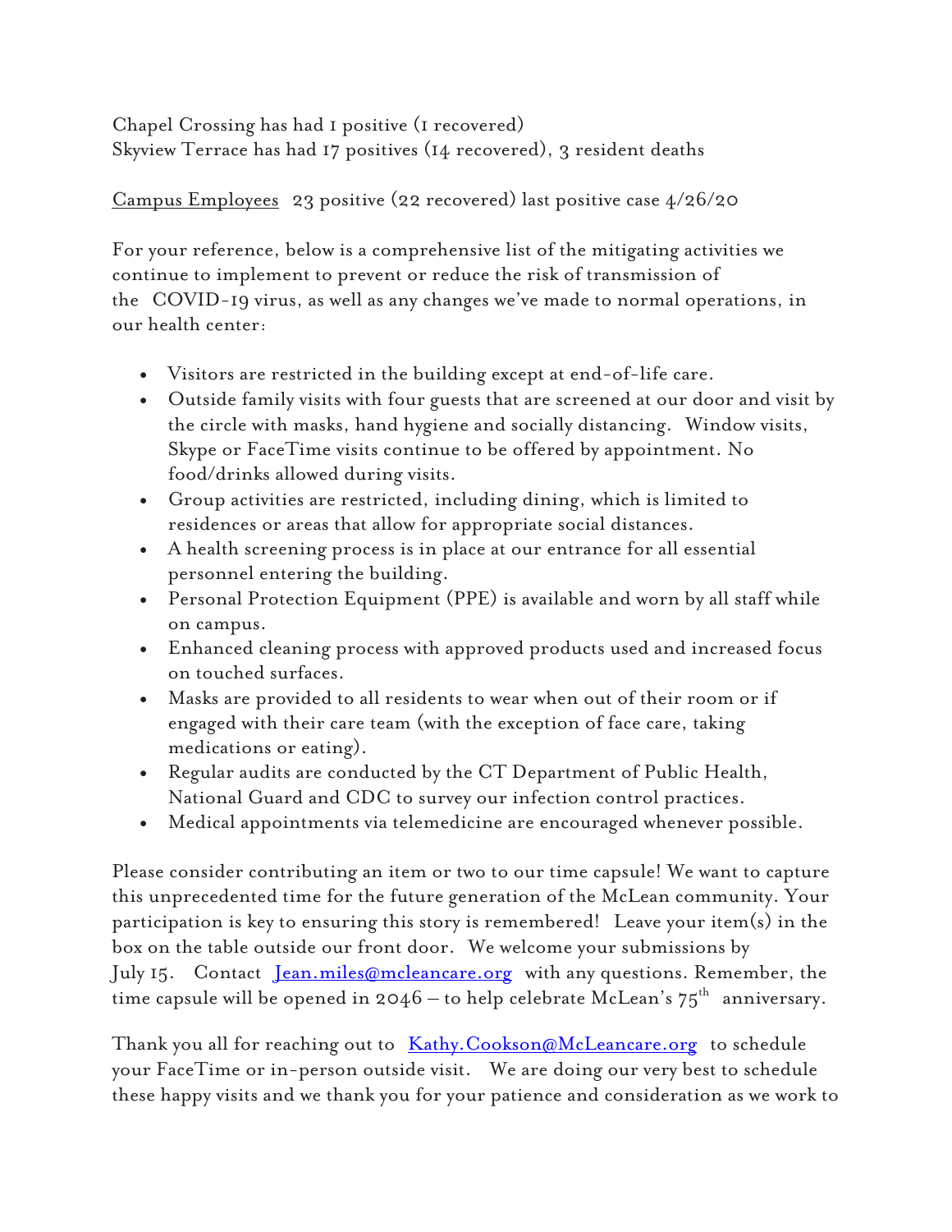Chapel Crossing has had 1 positive (1 recovered)
Skyview Terrace has had 17 positives (14 recovered), 3 resident deaths

Campus Employees 23 positive (22 recovered) last positive case 4/26/20

For your reference, below is a comprehensive list of the mitigating activities we continue to implement to prevent or reduce the risk of transmission of the COVID-19 virus, as well as any changes we've made to normal operations, in our health center:

- Visitors are restricted in the building except at end-of-life care.
- Outside family visits with four guests that are screened at our door and visit by the circle with masks, hand hygiene and socially distancing. Window visits, Skype or FaceTime visits continue to be offered by appointment. No food/drinks allowed during visits.
- Group activities are restricted, including dining, which is limited to residences or areas that allow for appropriate social distances.
- A health screening process is in place at our entrance for all essential personnel entering the building.
- Personal Protection Equipment (PPE) is available and worn by all staff while on campus.
- Enhanced cleaning process with approved products used and increased focus on touched surfaces.
- Masks are provided to all residents to wear when out of their room or if engaged with their care team (with the exception of face care, taking medications or eating).
- Regular audits are conducted by the CT Department of Public Health, National Guard and CDC to survey our infection control practices.
- Medical appointments via telemedicine are encouraged whenever possible.

Please consider contributing an item or two to our time capsule! We want to capture this unprecedented time for the future generation of the McLean community. Your participation is key to ensuring this story is remembered! Leave your item(s) in the box on the table outside our front door. We welcome your submissions by July 15. Contact Jean.miles@mcleancare.org with any questions. Remember, the time capsule will be opened in 2046 – to help celebrate McLean's 75th anniversary.

Thank you all for reaching out to Kathy.Cookson@McLeancare.org to schedule your FaceTime or in-person outside visit. We are doing our very best to schedule these happy visits and we thank you for your patience and consideration as we work to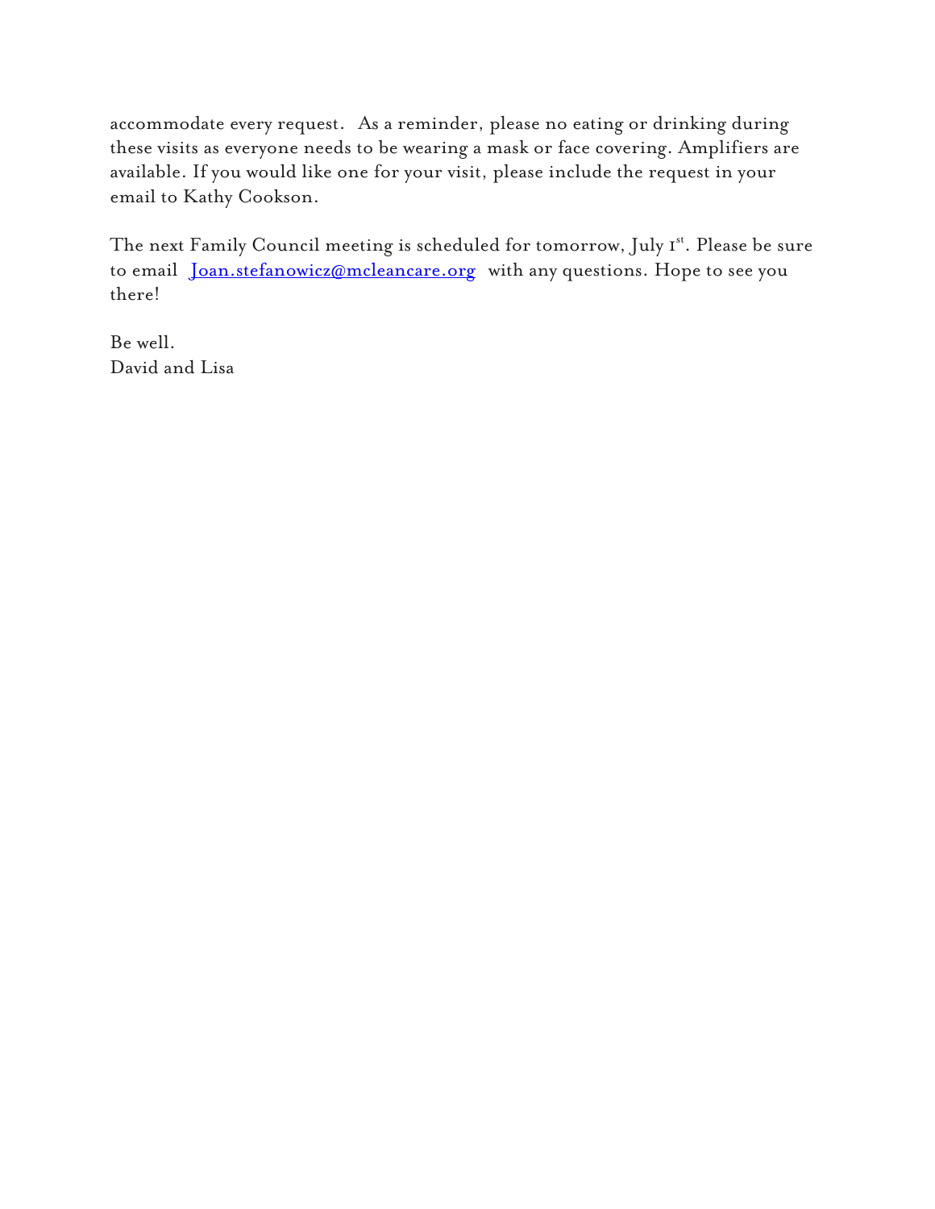accommodate every request. As a reminder, please no eating or drinking during these visits as everyone needs to be wearing a mask or face covering. Amplifiers are available. If you would like one for your visit, please include the request in your email to Kathy Cookson.

The next Family Council meeting is scheduled for tomorrow, July 1st. Please be sure to email Joan.stefanowicz@mcleancare.org with any questions. Hope to see you there!

Be well.
David and Lisa